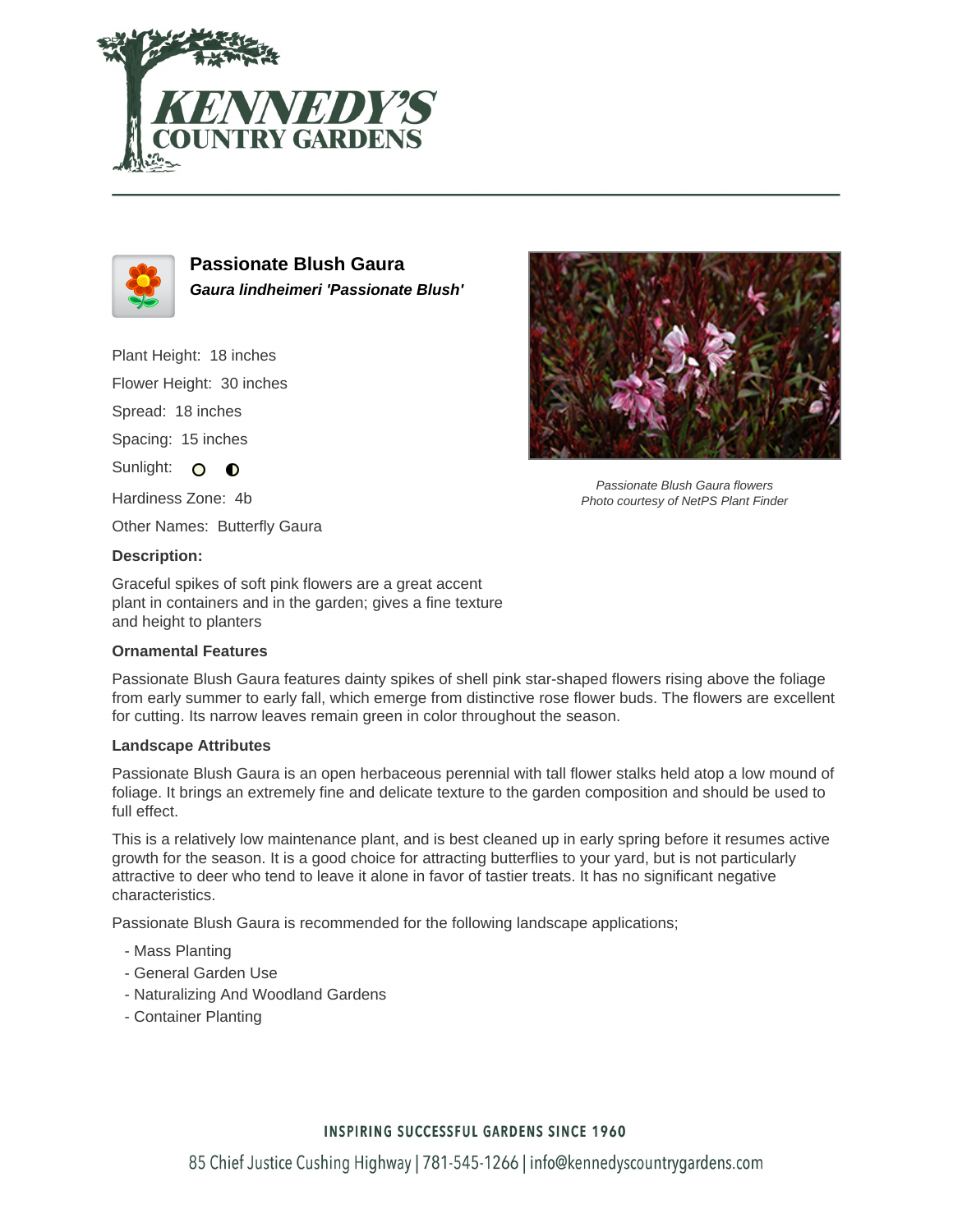# Passionate Blush Gaura

***Gaura lindheimeri 'Passionate Blush'***

Plant Height: 18 inches

Flower Height: 30 inches

Spread: 18 inches

Spacing: 15 inches

Sunlight: 

Hardiness Zone: 4b

Other Names: Butterfly Gaura

*Passionate Blush Gaura flowers*
*Photo courtesy of NetPS Plant Finder*

**Description:**

Graceful spikes of soft pink flowers are a great accent plant in containers and in the garden; gives a fine texture and height to planters

**Ornamental Features**

Passionate Blush Gaura features dainty spikes of shell pink star-shaped flowers rising above the foliage from early summer to early fall, which emerge from distinctive rose flower buds. The flowers are excellent for cutting. Its narrow leaves remain green in color throughout the season.

**Landscape Attributes**

Passionate Blush Gaura is an open herbaceous perennial with tall flower stalks held atop a low mound of foliage. It brings an extremely fine and delicate texture to the garden composition and should be used to full effect.

This is a relatively low maintenance plant, and is best cleaned up in early spring before it resumes active growth for the season. It is a good choice for attracting butterflies to your yard, but is not particularly attractive to deer who tend to leave it alone in favor of tastier treats. It has no significant negative characteristics.

Passionate Blush Gaura is recommended for the following landscape applications;

- Mass Planting
- General Garden Use
- Naturalizing And Woodland Gardens
- Container Planting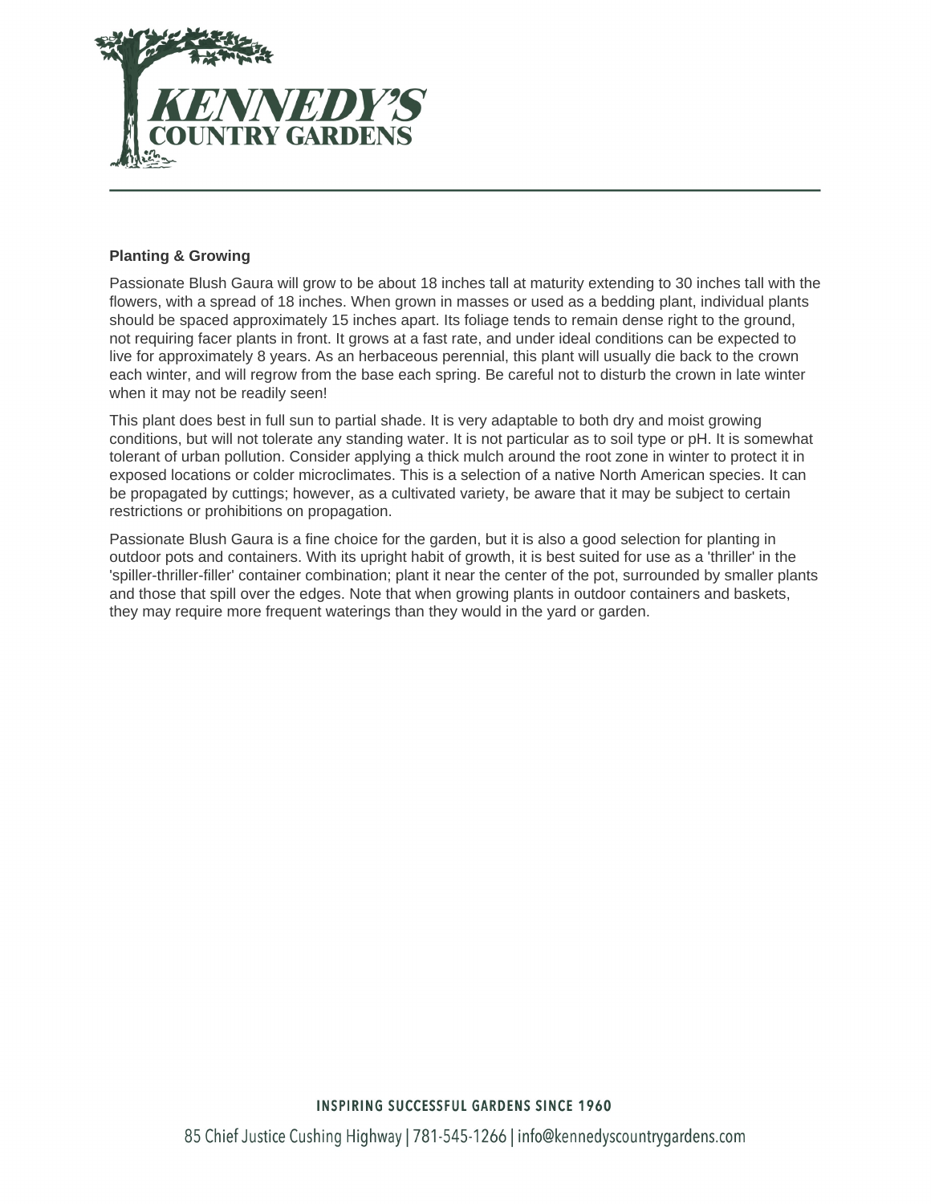**Planting & Growing**

Passionate Blush Gaura will grow to be about 18 inches tall at maturity extending to 30 inches tall with the flowers, with a spread of 18 inches. When grown in masses or used as a bedding plant, individual plants should be spaced approximately 15 inches apart. Its foliage tends to remain dense right to the ground, not requiring facer plants in front. It grows at a fast rate, and under ideal conditions can be expected to live for approximately 8 years. As an herbaceous perennial, this plant will usually die back to the crown each winter, and will regrow from the base each spring. Be careful not to disturb the crown in late winter when it may not be readily seen!

This plant does best in full sun to partial shade. It is very adaptable to both dry and moist growing conditions, but will not tolerate any standing water. It is not particular as to soil type or pH. It is somewhat tolerant of urban pollution. Consider applying a thick mulch around the root zone in winter to protect it in exposed locations or colder microclimates. This is a selection of a native North American species. It can be propagated by cuttings; however, as a cultivated variety, be aware that it may be subject to certain restrictions or prohibitions on propagation.

Passionate Blush Gaura is a fine choice for the garden, but it is also a good selection for planting in outdoor pots and containers. With its upright habit of growth, it is best suited for use as a 'thriller' in the 'spiller-thriller-filler' container combination; plant it near the center of the pot, surrounded by smaller plants and those that spill over the edges. Note that when growing plants in outdoor containers and baskets, they may require more frequent waterings than they would in the yard or garden.